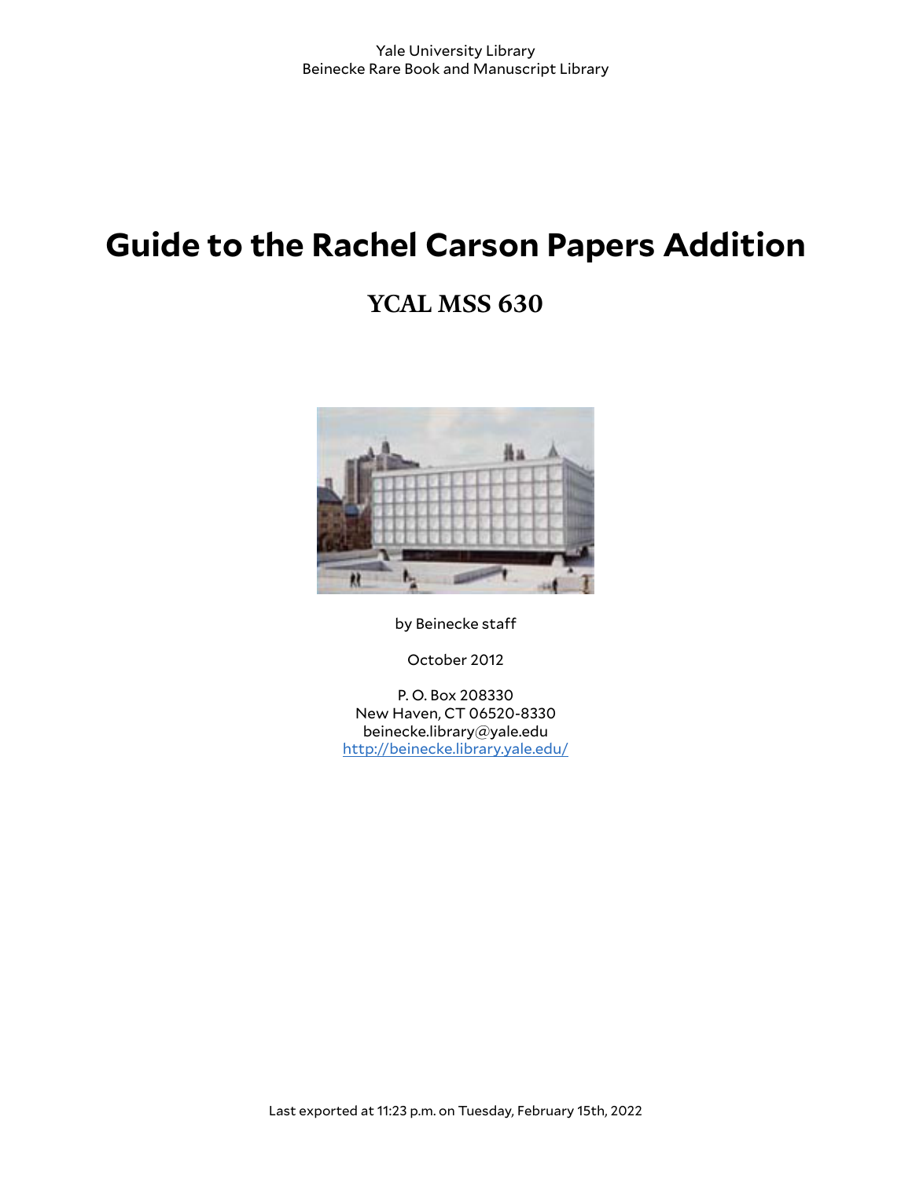Yale University Library
Beinecke Rare Book and Manuscript Library

# Guide to the Rachel Carson Papers Addition

## YCAL MSS 630

by Beinecke staff

October 2012

P. O. Box 208330
New Haven, CT 06520-8330
beinecke.library@yale.edu
http://beinecke.library.yale.edu/

Last exported at 11:23 p.m. on Tuesday, February 15th, 2022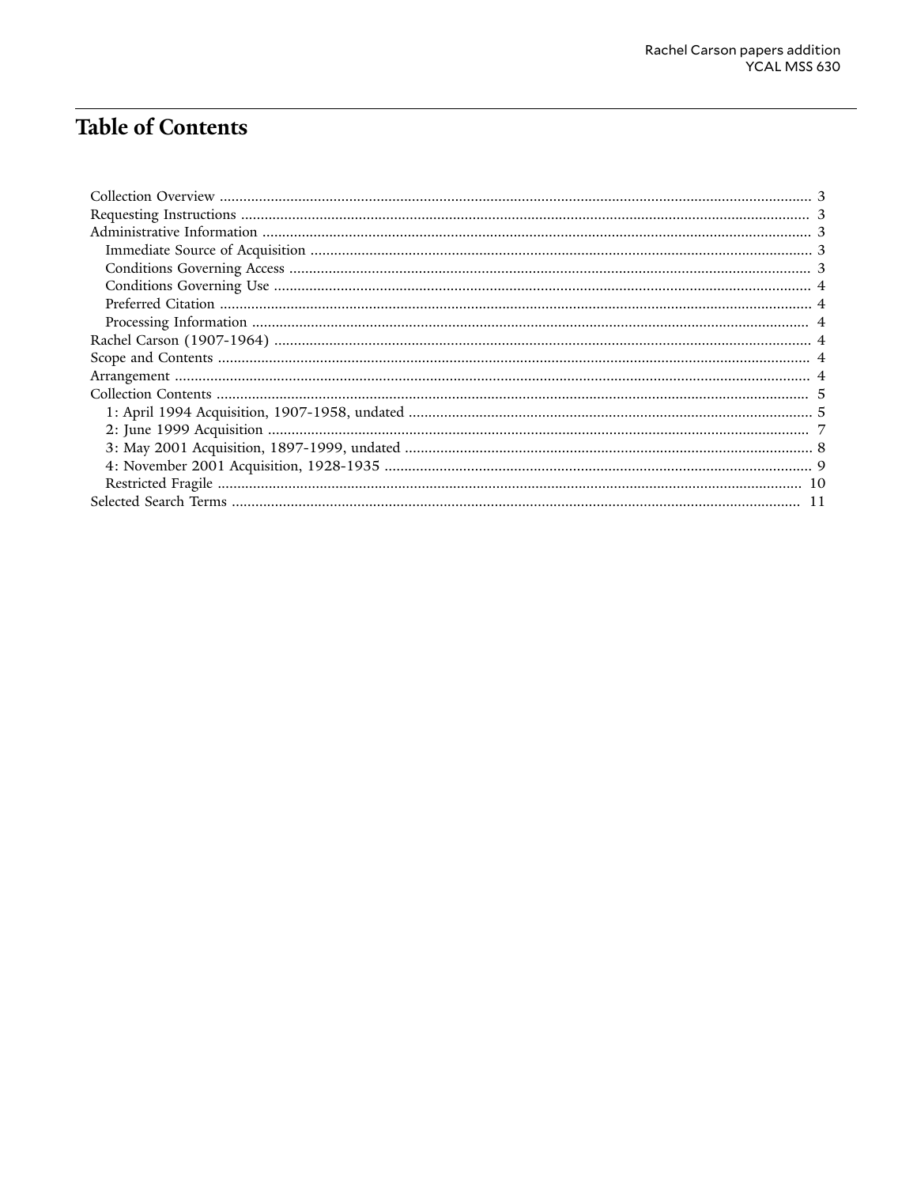# Table of Contents

- Collection Overview ........ 3
- Requesting Instructions ........ 3
- Administrative Information ........ 3
  - Immediate Source of Acquisition ........ 3
  - Conditions Governing Access ........ 3
  - Conditions Governing Use ........ 4
  - Preferred Citation ........ 4
  - Processing Information ........ 4
- Rachel Carson (1907-1964) ........ 4
- Scope and Contents ........ 4
- Arrangement ........ 4
- Collection Contents ........ 5
  - 1: April 1994 Acquisition, 1907-1958, undated ........ 5
  - 2: June 1999 Acquisition ........ 7
  - 3: May 2001 Acquisition, 1897-1999, undated ........ 8
  - 4: November 2001 Acquisition, 1928-1935 ........ 9
  - Restricted Fragile ........ 10
- Selected Search Terms ........ 11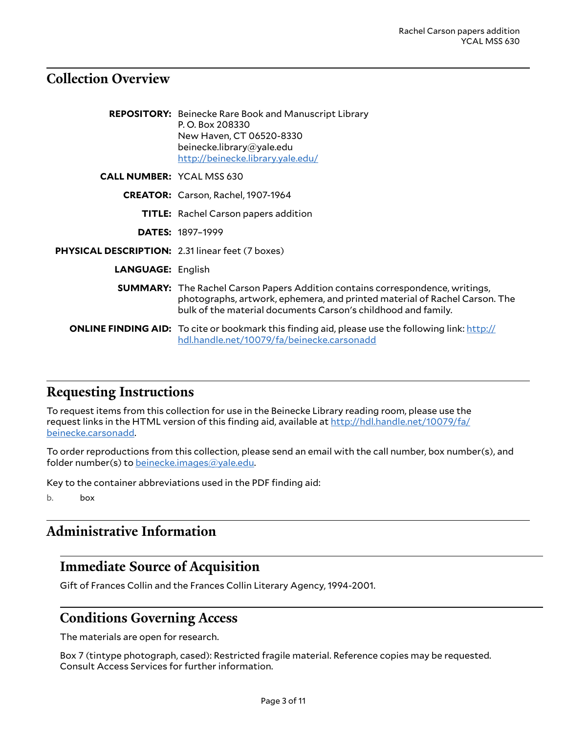## Collection Overview

**REPOSITORY:** Beinecke Rare Book and Manuscript Library
P. O. Box 208330
New Haven, CT 06520-8330
beinecke.library@yale.edu
http://beinecke.library.yale.edu/

**CALL NUMBER:** YCAL MSS 630

**CREATOR:** Carson, Rachel, 1907-1964

**TITLE:** Rachel Carson papers addition

**DATES:** 1897–1999

**PHYSICAL DESCRIPTION:** 2.31 linear feet (7 boxes)

**LANGUAGE:** English

**SUMMARY:** The Rachel Carson Papers Addition contains correspondence, writings, photographs, artwork, ephemera, and printed material of Rachel Carson. The bulk of the material documents Carson's childhood and family.

**ONLINE FINDING AID:** To cite or bookmark this finding aid, please use the following link: http://hdl.handle.net/10079/fa/beinecke.carsonadd

## Requesting Instructions

To request items from this collection for use in the Beinecke Library reading room, please use the request links in the HTML version of this finding aid, available at http://hdl.handle.net/10079/fa/beinecke.carsonadd.

To order reproductions from this collection, please send an email with the call number, box number(s), and folder number(s) to beinecke.images@yale.edu.

Key to the container abbreviations used in the PDF finding aid:

b. box

## Administrative Information

### Immediate Source of Acquisition

Gift of Frances Collin and the Frances Collin Literary Agency, 1994-2001.

### Conditions Governing Access

The materials are open for research.

Box 7 (tintype photograph, cased): Restricted fragile material. Reference copies may be requested. Consult Access Services for further information.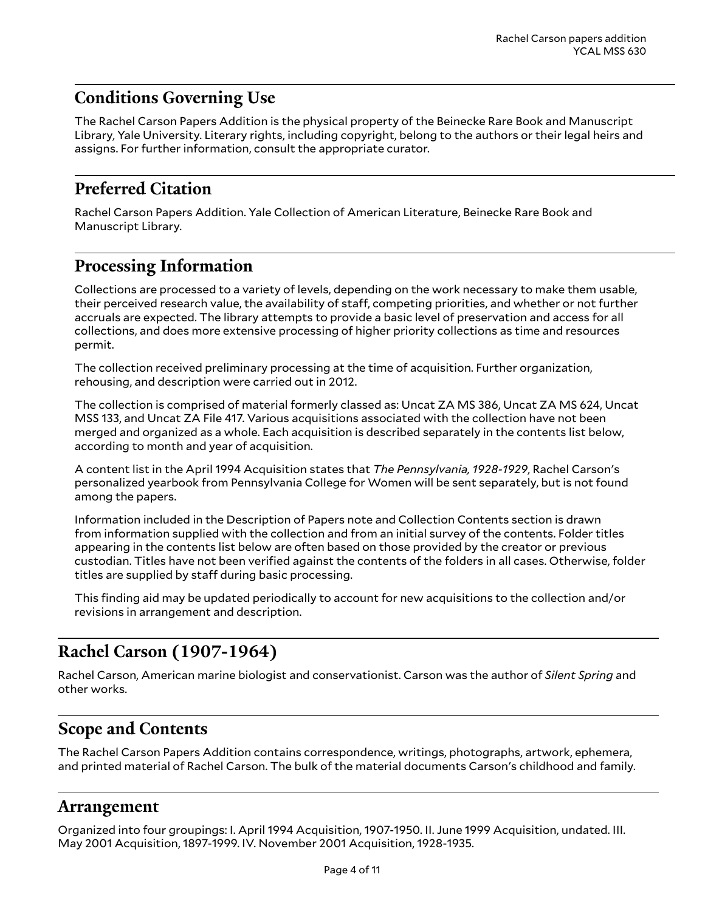## Conditions Governing Use

The Rachel Carson Papers Addition is the physical property of the Beinecke Rare Book and Manuscript Library, Yale University. Literary rights, including copyright, belong to the authors or their legal heirs and assigns. For further information, consult the appropriate curator.

## Preferred Citation

Rachel Carson Papers Addition. Yale Collection of American Literature, Beinecke Rare Book and Manuscript Library.

## Processing Information

Collections are processed to a variety of levels, depending on the work necessary to make them usable, their perceived research value, the availability of staff, competing priorities, and whether or not further accruals are expected. The library attempts to provide a basic level of preservation and access for all collections, and does more extensive processing of higher priority collections as time and resources permit.

The collection received preliminary processing at the time of acquisition. Further organization, rehousing, and description were carried out in 2012.

The collection is comprised of material formerly classed as: Uncat ZA MS 386, Uncat ZA MS 624, Uncat MSS 133, and Uncat ZA File 417. Various acquisitions associated with the collection have not been merged and organized as a whole. Each acquisition is described separately in the contents list below, according to month and year of acquisition.

A content list in the April 1994 Acquisition states that *The Pennsylvania, 1928-1929*, Rachel Carson's personalized yearbook from Pennsylvania College for Women will be sent separately, but is not found among the papers.

Information included in the Description of Papers note and Collection Contents section is drawn from information supplied with the collection and from an initial survey of the contents. Folder titles appearing in the contents list below are often based on those provided by the creator or previous custodian. Titles have not been verified against the contents of the folders in all cases. Otherwise, folder titles are supplied by staff during basic processing.

This finding aid may be updated periodically to account for new acquisitions to the collection and/or revisions in arrangement and description.

# Rachel Carson (1907-1964)

Rachel Carson, American marine biologist and conservationist. Carson was the author of *Silent Spring* and other works.

## Scope and Contents

The Rachel Carson Papers Addition contains correspondence, writings, photographs, artwork, ephemera, and printed material of Rachel Carson. The bulk of the material documents Carson's childhood and family.

## Arrangement

Organized into four groupings: I. April 1994 Acquisition, 1907-1950. II. June 1999 Acquisition, undated. III. May 2001 Acquisition, 1897-1999. IV. November 2001 Acquisition, 1928-1935.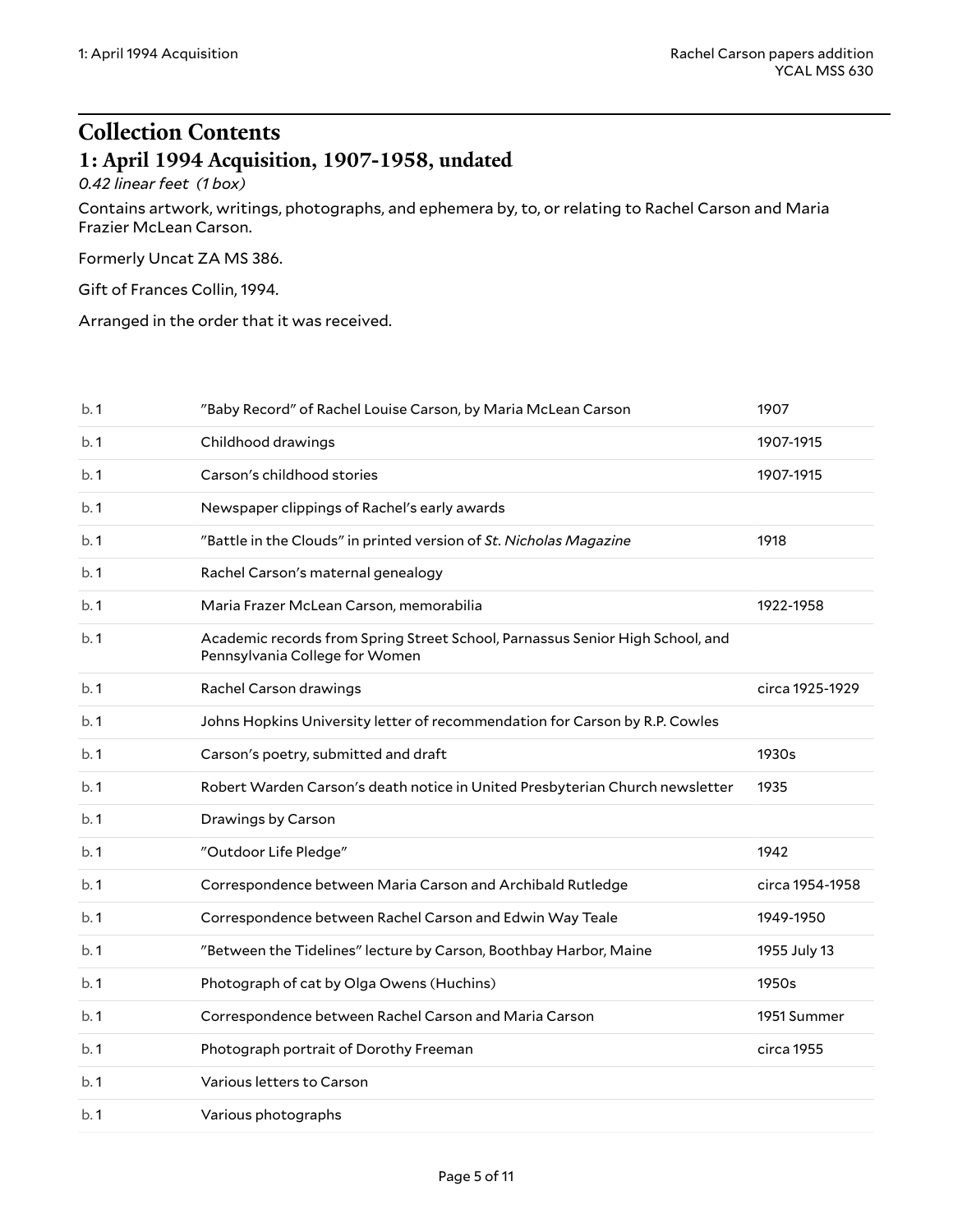# Collection Contents

## 1: April 1994 Acquisition, 1907-1958, undated

*0.42 linear feet (1 box)*

Contains artwork, writings, photographs, and ephemera by, to, or relating to Rachel Carson and Maria Frazier McLean Carson.

Formerly Uncat ZA MS 386.

Gift of Frances Collin, 1994.

Arranged in the order that it was received.

| | | |
|---|---|---|
| b. 1 | "Baby Record" of Rachel Louise Carson, by Maria McLean Carson | 1907 |
| b. 1 | Childhood drawings | 1907-1915 |
| b. 1 | Carson's childhood stories | 1907-1915 |
| b. 1 | Newspaper clippings of Rachel's early awards | |
| b. 1 | "Battle in the Clouds" in printed version of *St. Nicholas Magazine* | 1918 |
| b. 1 | Rachel Carson's maternal genealogy | |
| b. 1 | Maria Frazer McLean Carson, memorabilia | 1922-1958 |
| b. 1 | Academic records from Spring Street School, Parnassus Senior High School, and Pennsylvania College for Women | |
| b. 1 | Rachel Carson drawings | circa 1925-1929 |
| b. 1 | Johns Hopkins University letter of recommendation for Carson by R.P. Cowles | |
| b. 1 | Carson's poetry, submitted and draft | 1930s |
| b. 1 | Robert Warden Carson's death notice in United Presbyterian Church newsletter | 1935 |
| b. 1 | Drawings by Carson | |
| b. 1 | "Outdoor Life Pledge" | 1942 |
| b. 1 | Correspondence between Maria Carson and Archibald Rutledge | circa 1954-1958 |
| b. 1 | Correspondence between Rachel Carson and Edwin Way Teale | 1949-1950 |
| b. 1 | "Between the Tidelines" lecture by Carson, Boothbay Harbor, Maine | 1955 July 13 |
| b. 1 | Photograph of cat by Olga Owens (Huchins) | 1950s |
| b. 1 | Correspondence between Rachel Carson and Maria Carson | 1951 Summer |
| b. 1 | Photograph portrait of Dorothy Freeman | circa 1955 |
| b. 1 | Various letters to Carson | |
| b. 1 | Various photographs | |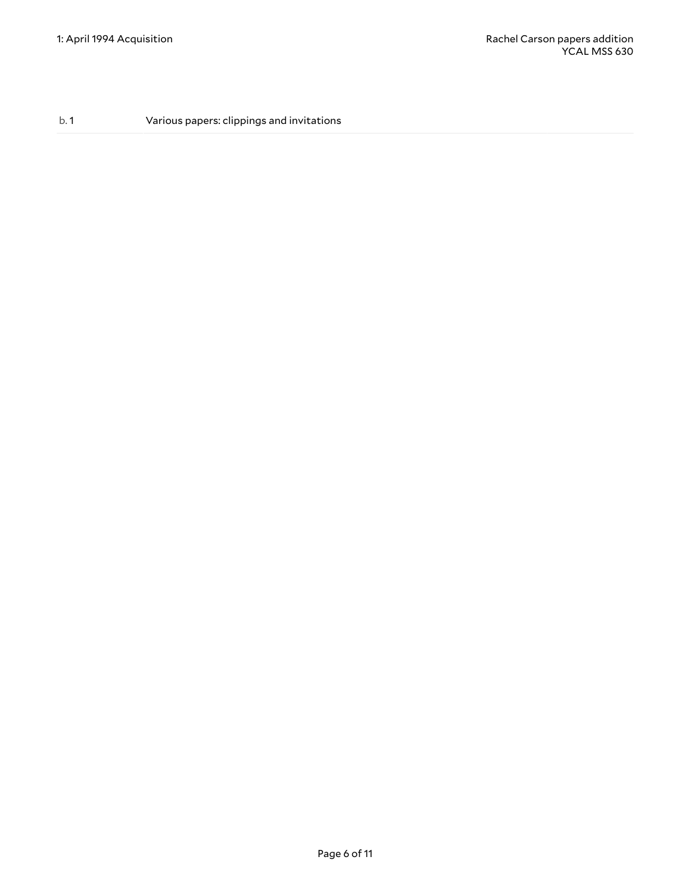| b. 1 | Various papers: clippings and invitations |
|---|---|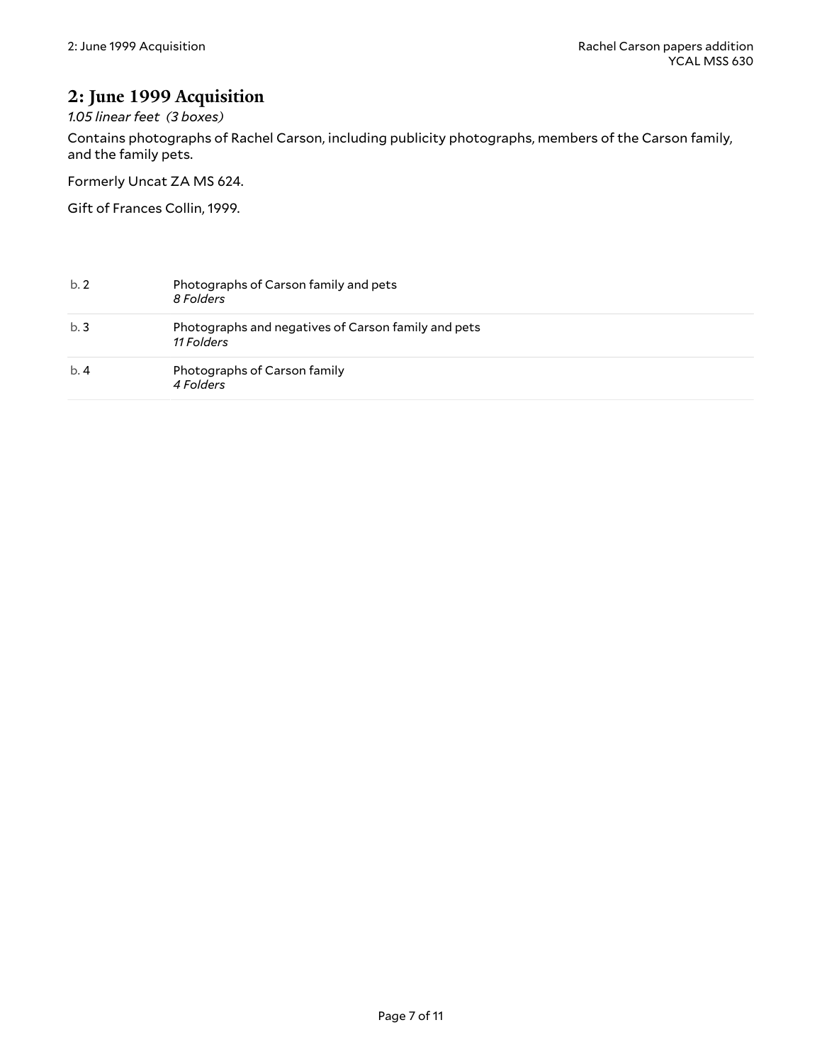## 2: June 1999 Acquisition

*1.05 linear feet (3 boxes)*

Contains photographs of Rachel Carson, including publicity photographs, members of the Carson family, and the family pets.

Formerly Uncat ZA MS 624.

Gift of Frances Collin, 1999.

| | |
|---|---|
| b. 2 | Photographs of Carson family and pets<br>*8 Folders* |
| b. 3 | Photographs and negatives of Carson family and pets<br>*11 Folders* |
| b. 4 | Photographs of Carson family<br>*4 Folders* |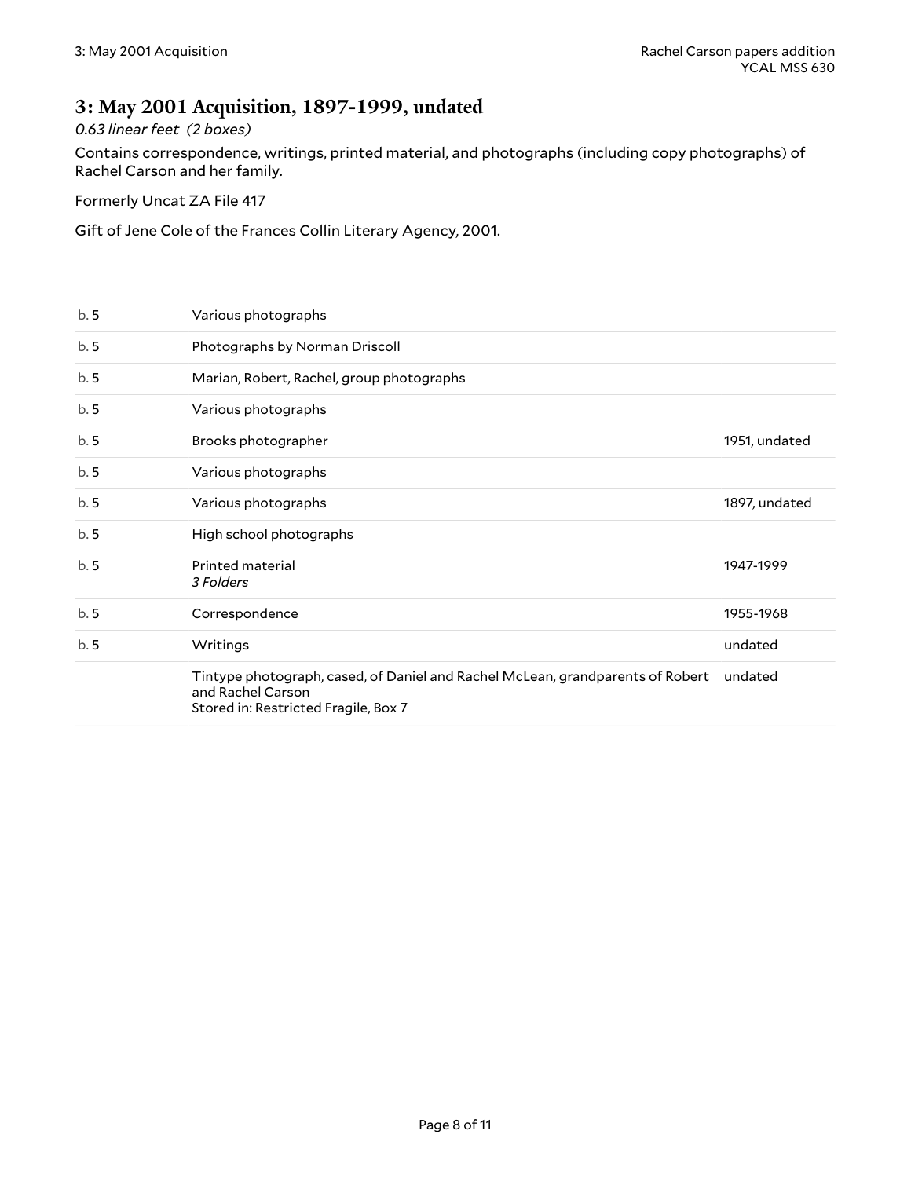## 3: May 2001 Acquisition, 1897-1999, undated

*0.63 linear feet (2 boxes)*

Contains correspondence, writings, printed material, and photographs (including copy photographs) of Rachel Carson and her family.

Formerly Uncat ZA File 417

Gift of Jene Cole of the Frances Collin Literary Agency, 2001.

| | | |
|---|---|---|
| b. 5 | Various photographs | |
| b. 5 | Photographs by Norman Driscoll | |
| b. 5 | Marian, Robert, Rachel, group photographs | |
| b. 5 | Various photographs | |
| b. 5 | Brooks photographer | 1951, undated |
| b. 5 | Various photographs | |
| b. 5 | Various photographs | 1897, undated |
| b. 5 | High school photographs | |
| b. 5 | Printed material *3 Folders* | 1947-1999 |
| b. 5 | Correspondence | 1955-1968 |
| b. 5 | Writings | undated |
| | Tintype photograph, cased, of Daniel and Rachel McLean, grandparents of Robert and Rachel Carson Stored in: Restricted Fragile, Box 7 | undated |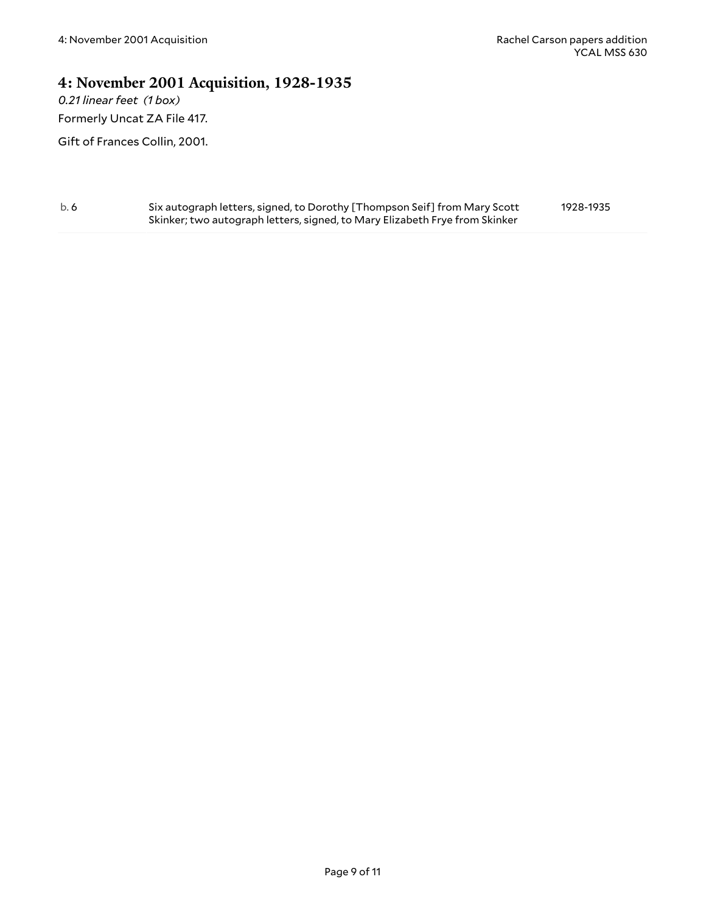## 4: November 2001 Acquisition, 1928-1935

*0.21 linear feet (1 box)*

Formerly Uncat ZA File 417.

Gift of Frances Collin, 2001.

| | | |
|---|---|---|
| b. 6 | Six autograph letters, signed, to Dorothy [Thompson Seif] from Mary Scott Skinker; two autograph letters, signed, to Mary Elizabeth Frye from Skinker | 1928-1935 |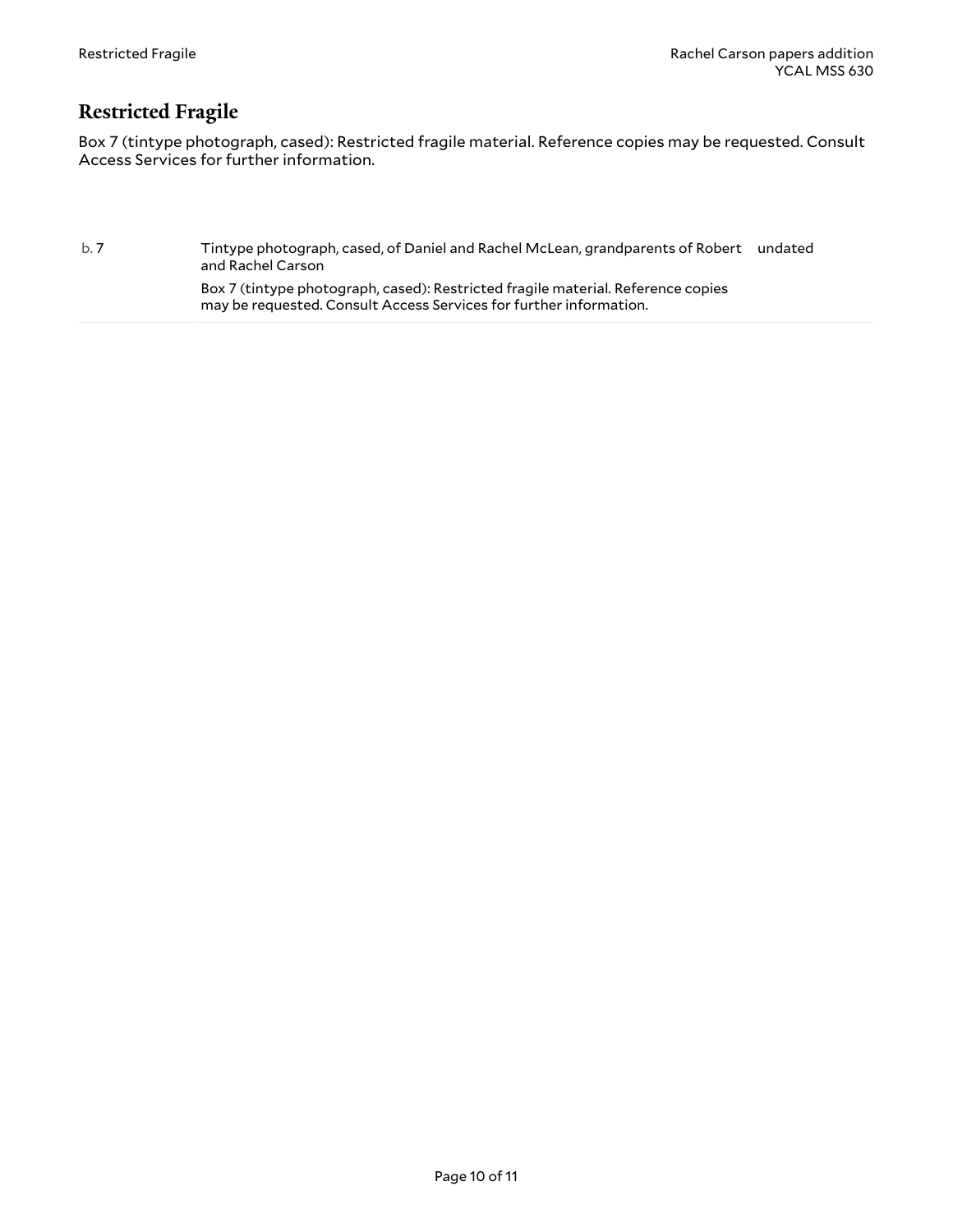## Restricted Fragile

Box 7 (tintype photograph, cased): Restricted fragile material. Reference copies may be requested. Consult Access Services for further information.

| | | |
|---|---|---|
| b. 7 | Tintype photograph, cased, of Daniel and Rachel McLean, grandparents of Robert and Rachel Carson<br><br>Box 7 (tintype photograph, cased): Restricted fragile material. Reference copies may be requested. Consult Access Services for further information. | undated |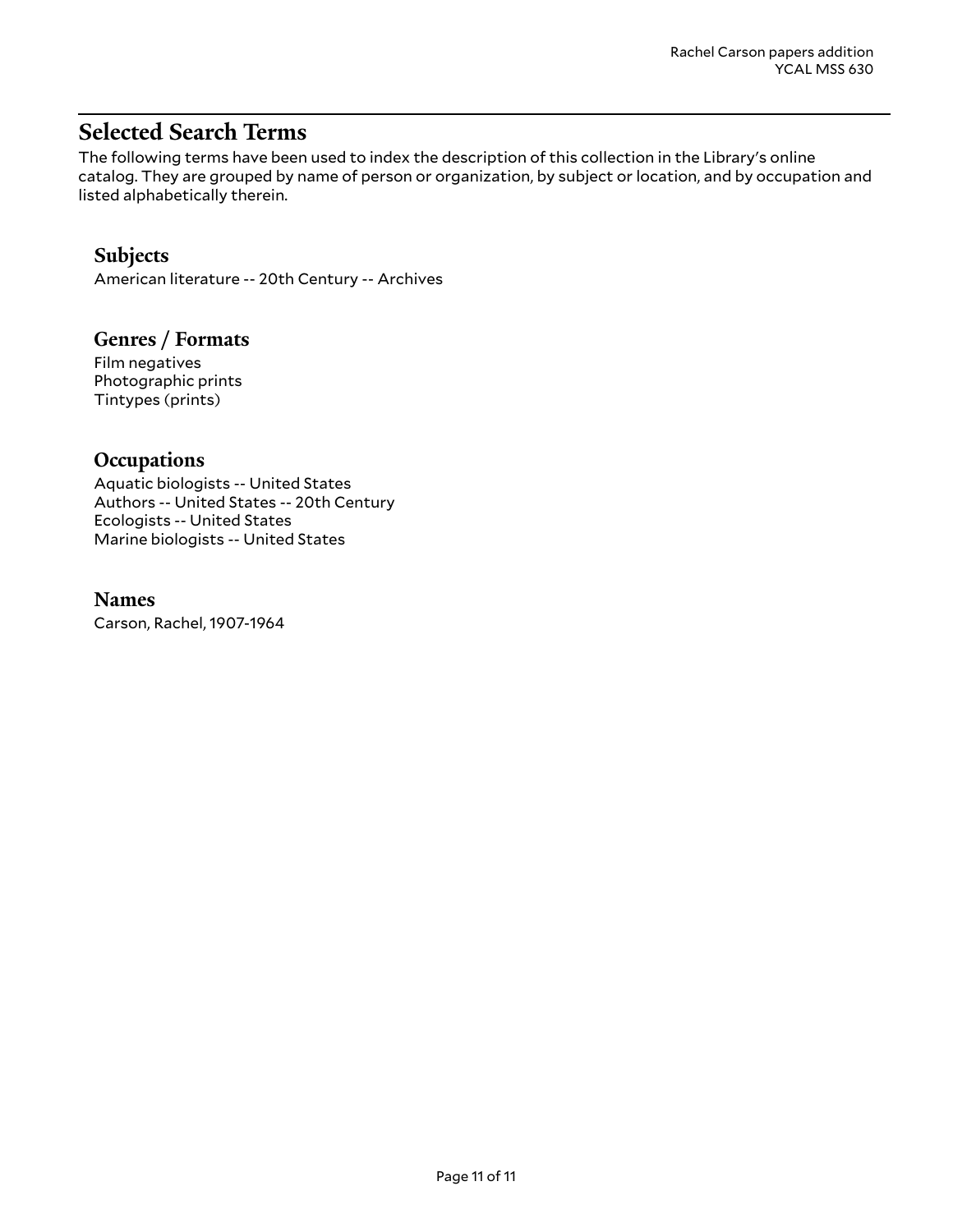## Selected Search Terms

The following terms have been used to index the description of this collection in the Library's online catalog. They are grouped by name of person or organization, by subject or location, and by occupation and listed alphabetically therein.

### Subjects

American literature -- 20th Century -- Archives

### Genres / Formats

Film negatives
Photographic prints
Tintypes (prints)

### Occupations

Aquatic biologists -- United States
Authors -- United States -- 20th Century
Ecologists -- United States
Marine biologists -- United States

### Names

Carson, Rachel, 1907-1964